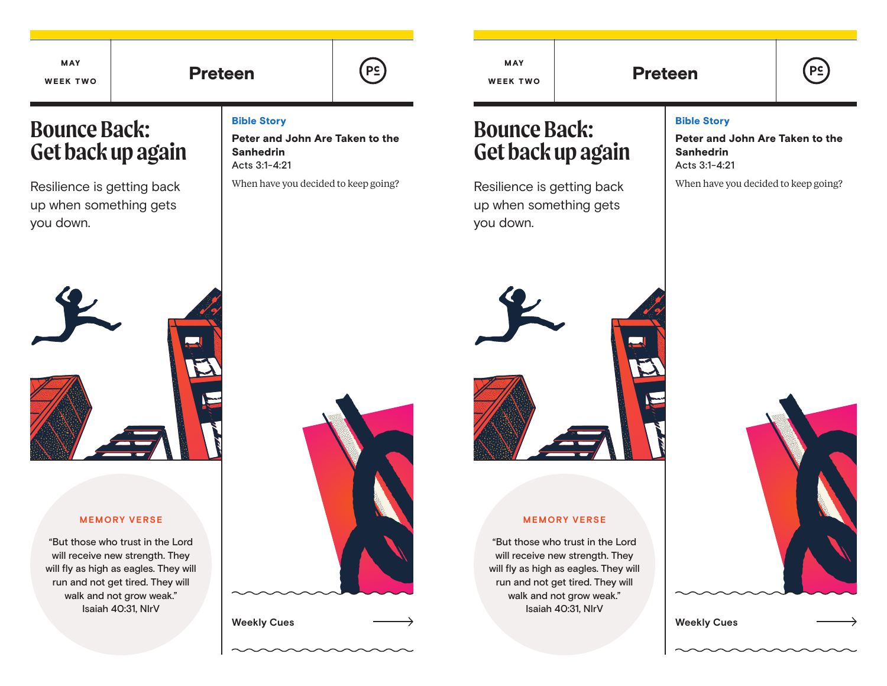MAY

WEEK TWO

# Preteen

PC

## Bounce Back: Get back up again

Resilience is getting back up when something gets you down.

### Bible Story

**Peter and John Are Taken to the Sanhedrin**
Acts 3:1-4:21

When have you decided to keep going?

MEMORY VERSE

"But those who trust in the Lord will receive new strength. They will fly as high as eagles. They will run and not get tired. They will walk and not grow weak."
Isaiah 40:31, NIrV

**Weekly Cues** →

MAY

WEEK TWO

# Preteen

PC

## Bounce Back: Get back up again

Resilience is getting back up when something gets you down.

### Bible Story

**Peter and John Are Taken to the Sanhedrin**
Acts 3:1-4:21

When have you decided to keep going?

MEMORY VERSE

"But those who trust in the Lord will receive new strength. They will fly as high as eagles. They will run and not get tired. They will walk and not grow weak."
Isaiah 40:31, NIrV

**Weekly Cues** →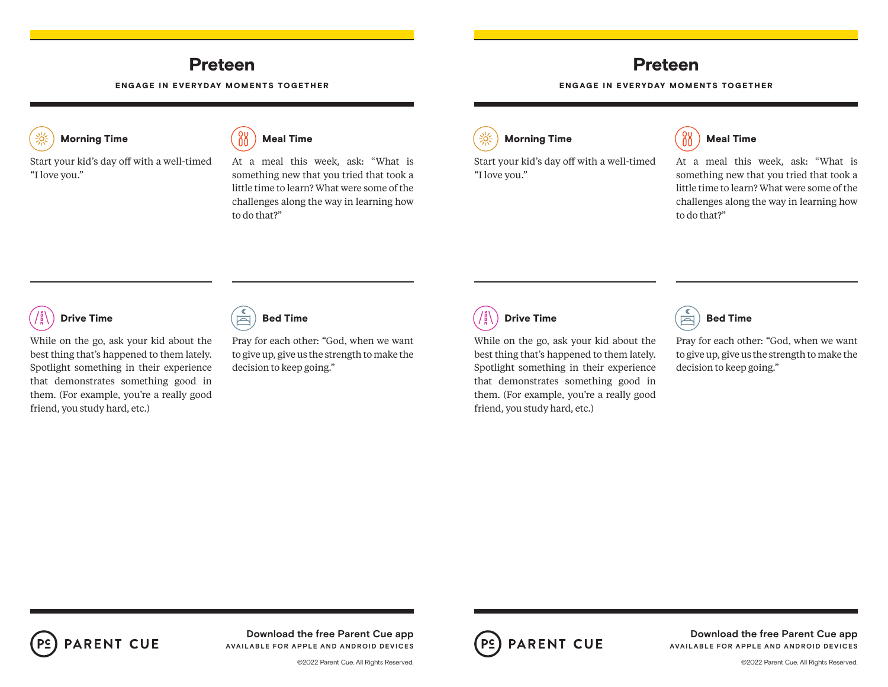# Preteen

ENGAGE IN EVERYDAY MOMENTS TOGETHER

### Morning Time

Start your kid's day off with a well-timed "I love you."

### Meal Time

At a meal this week, ask: "What is something new that you tried that took a little time to learn? What were some of the challenges along the way in learning how to do that?"

### Drive Time

While on the go, ask your kid about the best thing that's happened to them lately. Spotlight something in their experience that demonstrates something good in them. (For example, you're a really good friend, you study hard, etc.)

### Bed Time

Pray for each other: "God, when we want to give up, give us the strength to make the decision to keep going."

PARENT CUE

**Download the free Parent Cue app**
AVAILABLE FOR APPLE AND ANDROID DEVICES

©2022 Parent Cue. All Rights Reserved.

# Preteen

ENGAGE IN EVERYDAY MOMENTS TOGETHER

### Morning Time

Start your kid's day off with a well-timed "I love you."

### Meal Time

At a meal this week, ask: "What is something new that you tried that took a little time to learn? What were some of the challenges along the way in learning how to do that?"

### Drive Time

While on the go, ask your kid about the best thing that's happened to them lately. Spotlight something in their experience that demonstrates something good in them. (For example, you're a really good friend, you study hard, etc.)

### Bed Time

Pray for each other: "God, when we want to give up, give us the strength to make the decision to keep going."

PARENT CUE

**Download the free Parent Cue app**
AVAILABLE FOR APPLE AND ANDROID DEVICES

©2022 Parent Cue. All Rights Reserved.